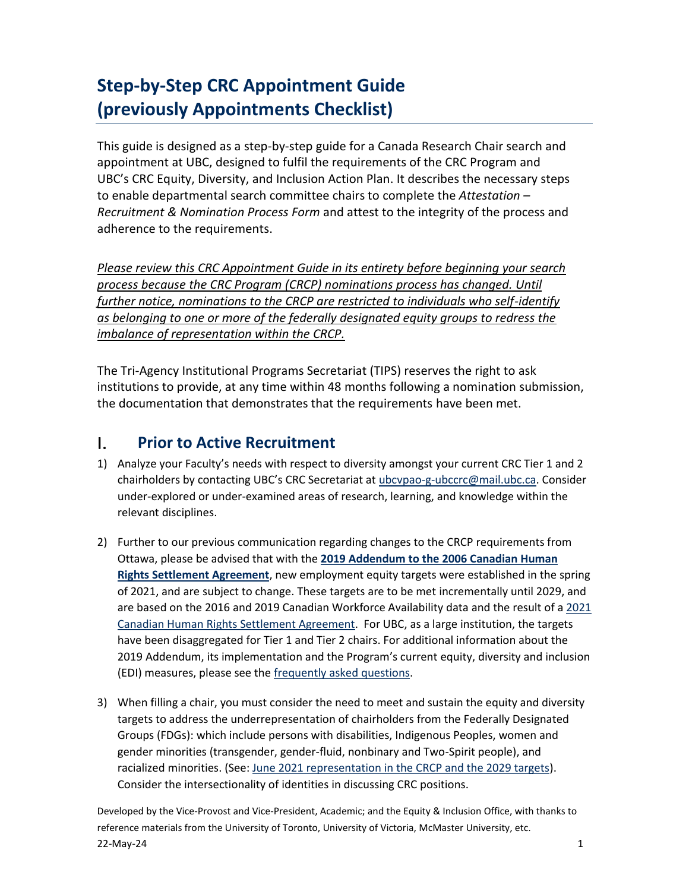# Step-by-Step CRC Appointment Guide (previously Appointments Checklist)

This guide is designed as a step-by-step guide for a Canada Research Chair search and appointment at UBC, designed to fulfil the requirements of the CRC Program and UBC's CRC Equity, Diversity, and Inclusion Action Plan. It describes the necessary steps to enable departmental search committee chairs to complete the *Attestation – Recruitment & Nomination Process Form* and attest to the integrity of the process and adherence to the requirements.

*Please review this CRC Appointment Guide in its entirety before beginning your search process because the CRC Program (CRCP) nominations process has changed. Until further notice, nominations to the CRCP are restricted to individuals who self-identify as belonging to one or more of the federally designated equity groups to redress the imbalance of representation within the CRCP.*

The Tri-Agency Institutional Programs Secretariat (TIPS) reserves the right to ask institutions to provide, at any time within 48 months following a nomination submission, the documentation that demonstrates that the requirements have been met.

## I. Prior to Active Recruitment

1) Analyze your Faculty's needs with respect to diversity amongst your current CRC Tier 1 and 2 chairholders by contacting UBC's CRC Secretariat at ubcvpao-g-ubccrc@mail.ubc.ca. Consider under-explored or under-examined areas of research, learning, and knowledge within the relevant disciplines.

2) Further to our previous communication regarding changes to the CRCP requirements from Ottawa, please be advised that with the **2019 Addendum to the 2006 Canadian Human Rights Settlement Agreement**, new employment equity targets were established in the spring of 2021, and are subject to change. These targets are to be met incrementally until 2029, and are based on the 2016 and 2019 Canadian Workforce Availability data and the result of a 2021 Canadian Human Rights Settlement Agreement. For UBC, as a large institution, the targets have been disaggregated for Tier 1 and Tier 2 chairs. For additional information about the 2019 Addendum, its implementation and the Program's current equity, diversity and inclusion (EDI) measures, please see the frequently asked questions.

3) When filling a chair, you must consider the need to meet and sustain the equity and diversity targets to address the underrepresentation of chairholders from the Federally Designated Groups (FDGs): which include persons with disabilities, Indigenous Peoples, women and gender minorities (transgender, gender-fluid, nonbinary and Two-Spirit people), and racialized minorities. (See: June 2021 representation in the CRCP and the 2029 targets). Consider the intersectionality of identities in discussing CRC positions.

Developed by the Vice-Provost and Vice-President, Academic; and the Equity & Inclusion Office, with thanks to reference materials from the University of Toronto, University of Victoria, McMaster University, etc.
22-May-24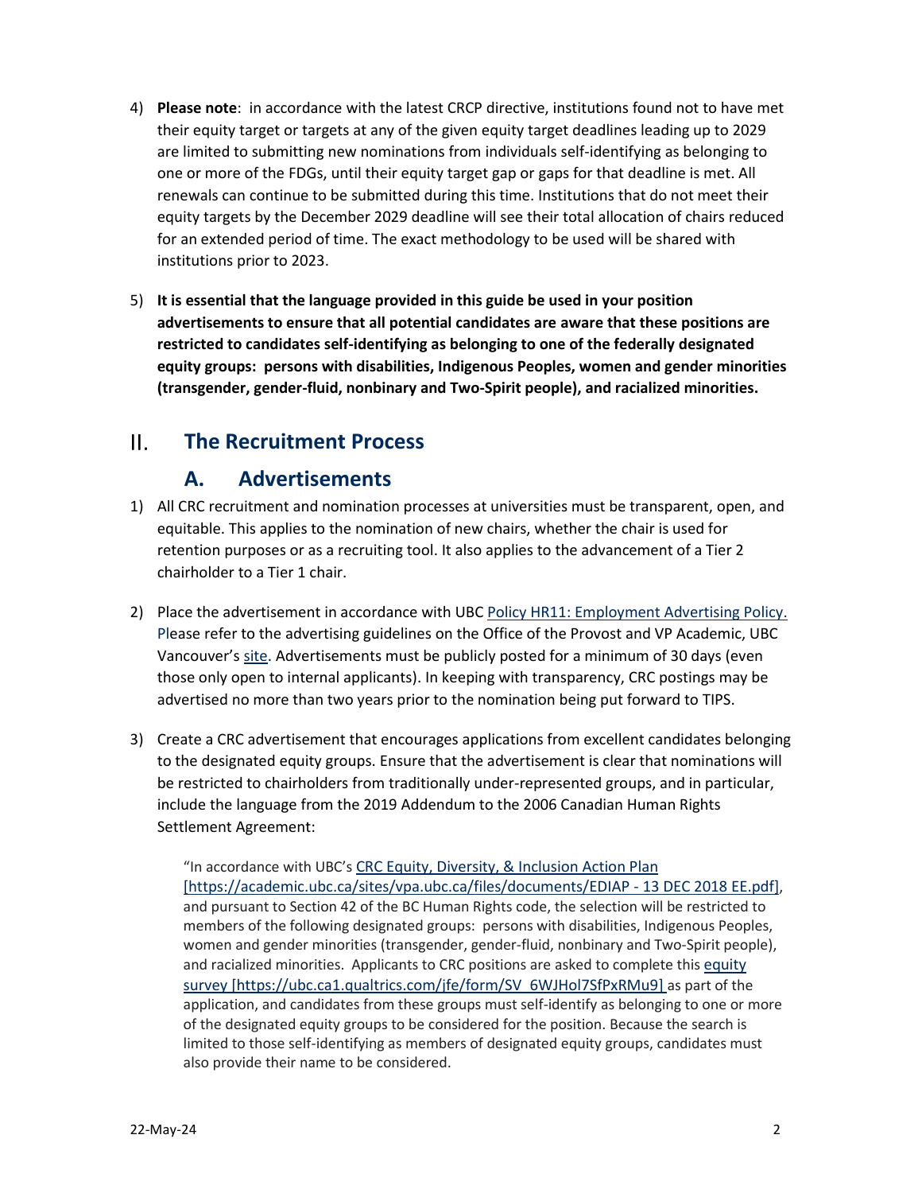4) **Please note**: in accordance with the latest CRCP directive, institutions found not to have met their equity target or targets at any of the given equity target deadlines leading up to 2029 are limited to submitting new nominations from individuals self-identifying as belonging to one or more of the FDGs, until their equity target gap or gaps for that deadline is met. All renewals can continue to be submitted during this time. Institutions that do not meet their equity targets by the December 2029 deadline will see their total allocation of chairs reduced for an extended period of time. The exact methodology to be used will be shared with institutions prior to 2023.

5) **It is essential that the language provided in this guide be used in your position advertisements to ensure that all potential candidates are aware that these positions are restricted to candidates self-identifying as belonging to one of the federally designated equity groups: persons with disabilities, Indigenous Peoples, women and gender minorities (transgender, gender-fluid, nonbinary and Two-Spirit people), and racialized minorities.**

# II. The Recruitment Process

## A. Advertisements

1) All CRC recruitment and nomination processes at universities must be transparent, open, and equitable. This applies to the nomination of new chairs, whether the chair is used for retention purposes or as a recruiting tool. It also applies to the advancement of a Tier 2 chairholder to a Tier 1 chair.

2) Place the advertisement in accordance with UBC Policy HR11: Employment Advertising Policy. Please refer to the advertising guidelines on the Office of the Provost and VP Academic, UBC Vancouver's site. Advertisements must be publicly posted for a minimum of 30 days (even those only open to internal applicants). In keeping with transparency, CRC postings may be advertised no more than two years prior to the nomination being put forward to TIPS.

3) Create a CRC advertisement that encourages applications from excellent candidates belonging to the designated equity groups. Ensure that the advertisement is clear that nominations will be restricted to chairholders from traditionally under-represented groups, and in particular, include the language from the 2019 Addendum to the 2006 Canadian Human Rights Settlement Agreement:

   "In accordance with UBC's CRC Equity, Diversity, & Inclusion Action Plan [https://academic.ubc.ca/sites/vpa.ubc.ca/files/documents/EDIAP - 13 DEC 2018 EE.pdf], and pursuant to Section 42 of the BC Human Rights code, the selection will be restricted to members of the following designated groups: persons with disabilities, Indigenous Peoples, women and gender minorities (transgender, gender-fluid, nonbinary and Two-Spirit people), and racialized minorities. Applicants to CRC positions are asked to complete this equity survey [https://ubc.ca1.qualtrics.com/jfe/form/SV_6WJHol7SfPxRMu9] as part of the application, and candidates from these groups must self-identify as belonging to one or more of the designated equity groups to be considered for the position. Because the search is limited to those self-identifying as members of designated equity groups, candidates must also provide their name to be considered.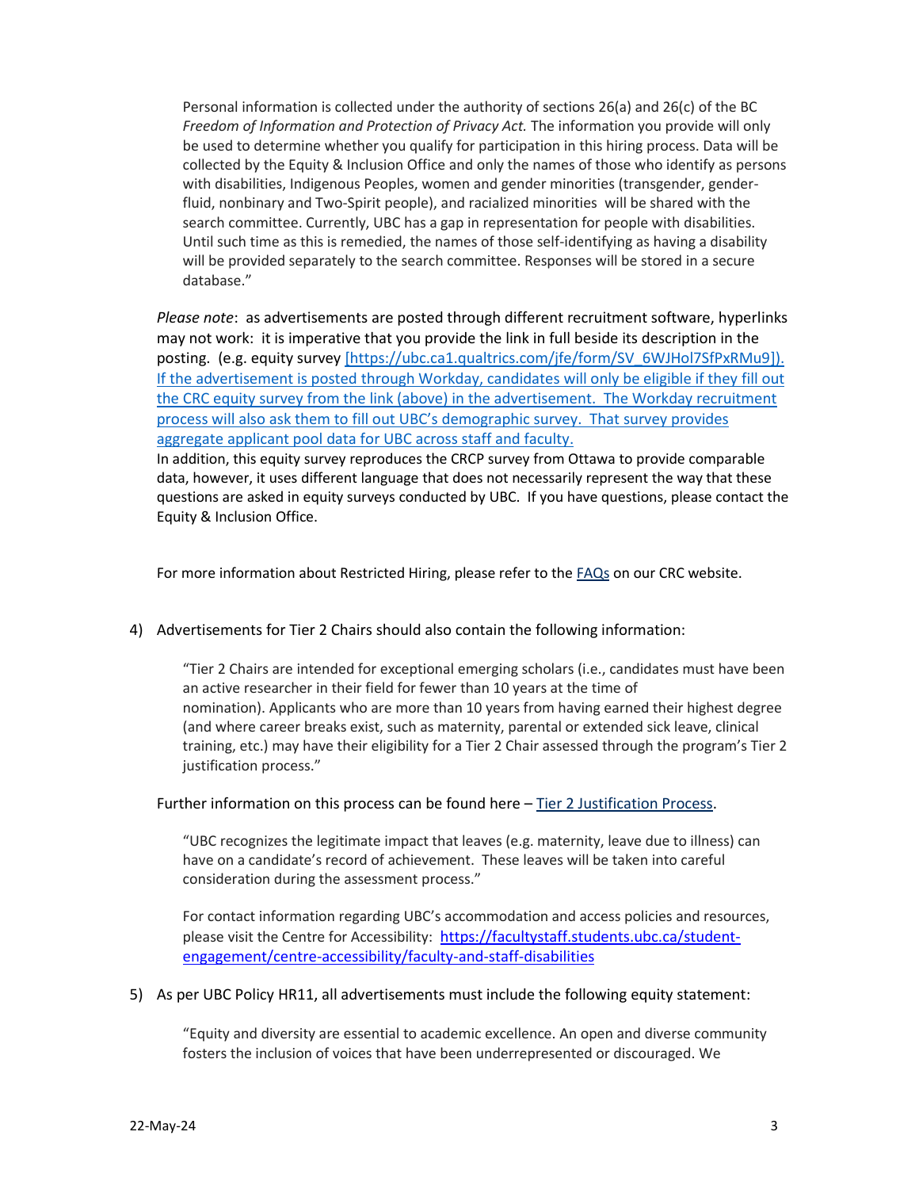Personal information is collected under the authority of sections 26(a) and 26(c) of the BC *Freedom of Information and Protection of Privacy Act.* The information you provide will only be used to determine whether you qualify for participation in this hiring process. Data will be collected by the Equity & Inclusion Office and only the names of those who identify as persons with disabilities, Indigenous Peoples, women and gender minorities (transgender, gender-fluid, nonbinary and Two-Spirit people), and racialized minorities will be shared with the search committee. Currently, UBC has a gap in representation for people with disabilities. Until such time as this is remedied, the names of those self-identifying as having a disability will be provided separately to the search committee. Responses will be stored in a secure database."

*Please note*: as advertisements are posted through different recruitment software, hyperlinks may not work: it is imperative that you provide the link in full beside its description in the posting. (e.g. equity survey [https://ubc.ca1.qualtrics.com/jfe/form/SV_6WJHol7SfPxRMu9]). If the advertisement is posted through Workday, candidates will only be eligible if they fill out the CRC equity survey from the link (above) in the advertisement. The Workday recruitment process will also ask them to fill out UBC's demographic survey. That survey provides aggregate applicant pool data for UBC across staff and faculty.
In addition, this equity survey reproduces the CRCP survey from Ottawa to provide comparable data, however, it uses different language that does not necessarily represent the way that these questions are asked in equity surveys conducted by UBC. If you have questions, please contact the Equity & Inclusion Office.

For more information about Restricted Hiring, please refer to the FAQs on our CRC website.

4) Advertisements for Tier 2 Chairs should also contain the following information:

"Tier 2 Chairs are intended for exceptional emerging scholars (i.e., candidates must have been an active researcher in their field for fewer than 10 years at the time of nomination). Applicants who are more than 10 years from having earned their highest degree (and where career breaks exist, such as maternity, parental or extended sick leave, clinical training, etc.) may have their eligibility for a Tier 2 Chair assessed through the program's Tier 2 justification process."

Further information on this process can be found here – Tier 2 Justification Process.

"UBC recognizes the legitimate impact that leaves (e.g. maternity, leave due to illness) can have on a candidate's record of achievement. These leaves will be taken into careful consideration during the assessment process."

For contact information regarding UBC's accommodation and access policies and resources, please visit the Centre for Accessibility: https://facultystaff.students.ubc.ca/student-engagement/centre-accessibility/faculty-and-staff-disabilities

5) As per UBC Policy HR11, all advertisements must include the following equity statement:

"Equity and diversity are essential to academic excellence. An open and diverse community fosters the inclusion of voices that have been underrepresented or discouraged. We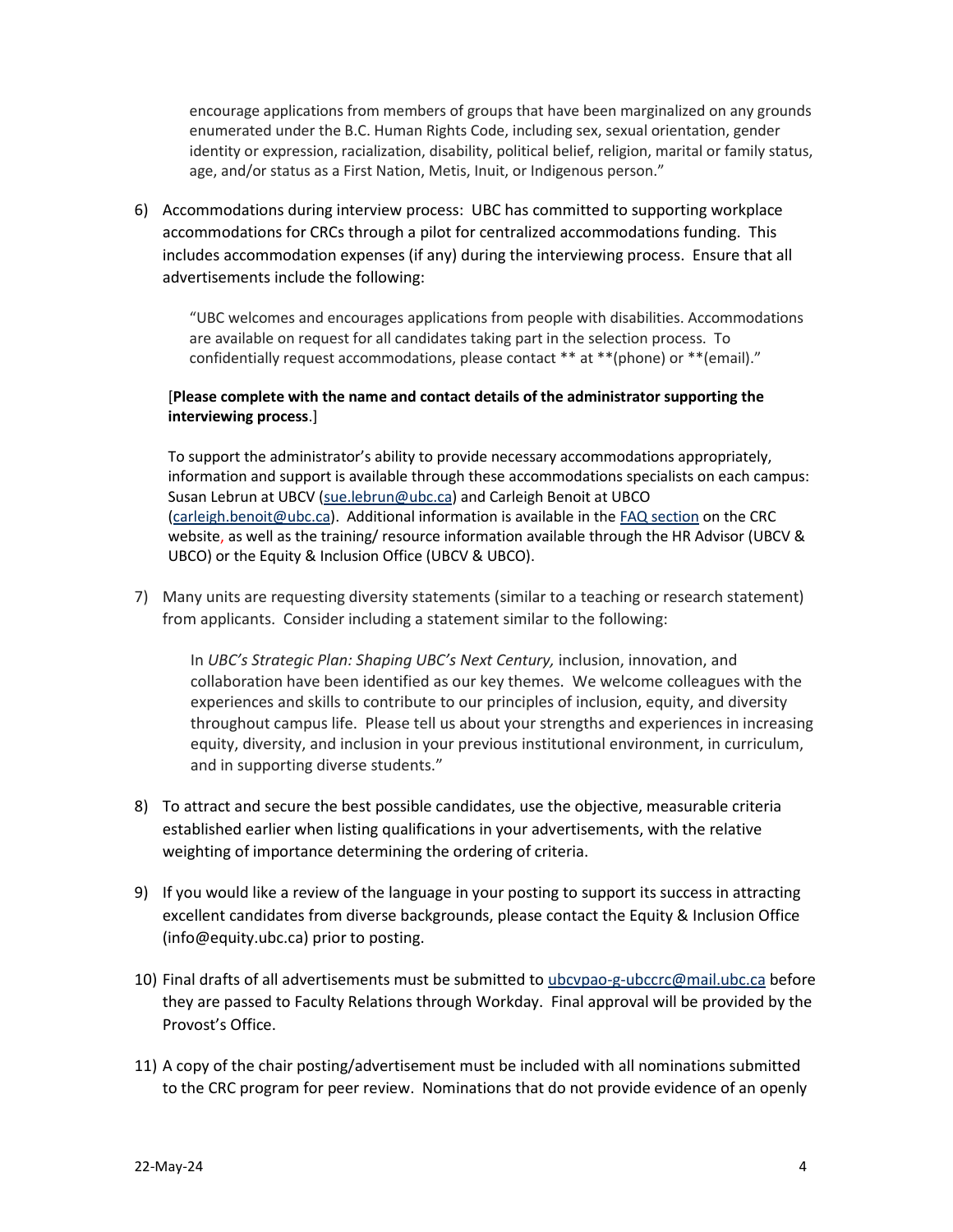encourage applications from members of groups that have been marginalized on any grounds enumerated under the B.C. Human Rights Code, including sex, sexual orientation, gender identity or expression, racialization, disability, political belief, religion, marital or family status, age, and/or status as a First Nation, Metis, Inuit, or Indigenous person."

6) Accommodations during interview process: UBC has committed to supporting workplace accommodations for CRCs through a pilot for centralized accommodations funding. This includes accommodation expenses (if any) during the interviewing process. Ensure that all advertisements include the following:

   "UBC welcomes and encourages applications from people with disabilities. Accommodations are available on request for all candidates taking part in the selection process. To confidentially request accommodations, please contact ** at **(phone) or **(email)."

   [**Please complete with the name and contact details of the administrator supporting the interviewing process**.]

   To support the administrator's ability to provide necessary accommodations appropriately, information and support is available through these accommodations specialists on each campus: Susan Lebrun at UBCV (sue.lebrun@ubc.ca) and Carleigh Benoit at UBCO (carleigh.benoit@ubc.ca). Additional information is available in the FAQ section on the CRC website, as well as the training/ resource information available through the HR Advisor (UBCV & UBCO) or the Equity & Inclusion Office (UBCV & UBCO).

7) Many units are requesting diversity statements (similar to a teaching or research statement) from applicants. Consider including a statement similar to the following:

   In *UBC's Strategic Plan: Shaping UBC's Next Century,* inclusion, innovation, and collaboration have been identified as our key themes. We welcome colleagues with the experiences and skills to contribute to our principles of inclusion, equity, and diversity throughout campus life. Please tell us about your strengths and experiences in increasing equity, diversity, and inclusion in your previous institutional environment, in curriculum, and in supporting diverse students."

8) To attract and secure the best possible candidates, use the objective, measurable criteria established earlier when listing qualifications in your advertisements, with the relative weighting of importance determining the ordering of criteria.

9) If you would like a review of the language in your posting to support its success in attracting excellent candidates from diverse backgrounds, please contact the Equity & Inclusion Office (info@equity.ubc.ca) prior to posting.

10) Final drafts of all advertisements must be submitted to ubcvpao-g-ubccrc@mail.ubc.ca before they are passed to Faculty Relations through Workday. Final approval will be provided by the Provost's Office.

11) A copy of the chair posting/advertisement must be included with all nominations submitted to the CRC program for peer review. Nominations that do not provide evidence of an openly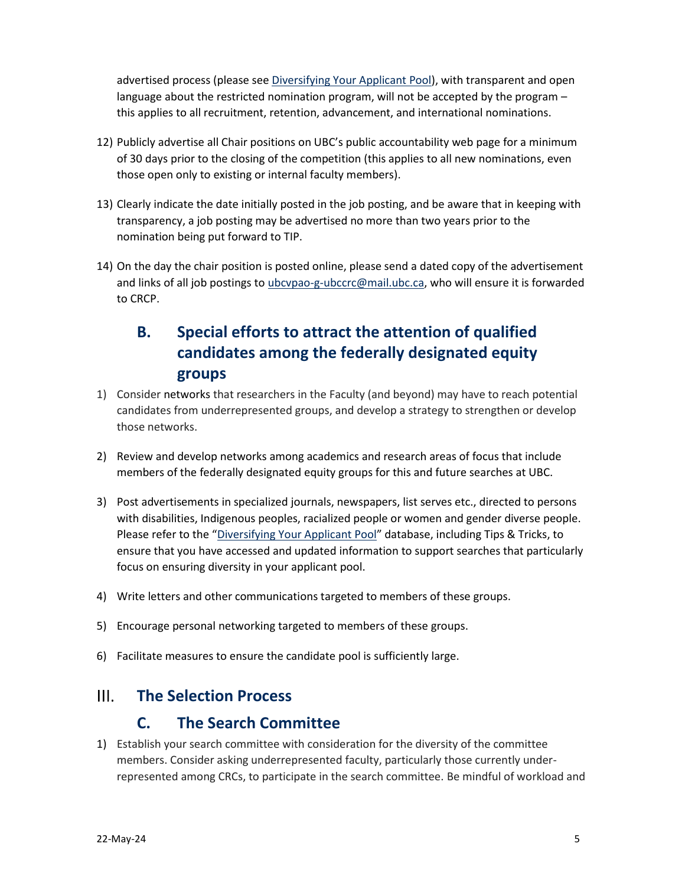advertised process (please see Diversifying Your Applicant Pool), with transparent and open language about the restricted nomination program, will not be accepted by the program – this applies to all recruitment, retention, advancement, and international nominations.

12) Publicly advertise all Chair positions on UBC's public accountability web page for a minimum of 30 days prior to the closing of the competition (this applies to all new nominations, even those open only to existing or internal faculty members).

13) Clearly indicate the date initially posted in the job posting, and be aware that in keeping with transparency, a job posting may be advertised no more than two years prior to the nomination being put forward to TIP.

14) On the day the chair position is posted online, please send a dated copy of the advertisement and links of all job postings to ubcvpao-g-ubccrc@mail.ubc.ca, who will ensure it is forwarded to CRCP.

## B. Special efforts to attract the attention of qualified candidates among the federally designated equity groups

1) Consider networks that researchers in the Faculty (and beyond) may have to reach potential candidates from underrepresented groups, and develop a strategy to strengthen or develop those networks.

2) Review and develop networks among academics and research areas of focus that include members of the federally designated equity groups for this and future searches at UBC.

3) Post advertisements in specialized journals, newspapers, list serves etc., directed to persons with disabilities, Indigenous peoples, racialized people or women and gender diverse people. Please refer to the "Diversifying Your Applicant Pool" database, including Tips & Tricks, to ensure that you have accessed and updated information to support searches that particularly focus on ensuring diversity in your applicant pool.

4) Write letters and other communications targeted to members of these groups.

5) Encourage personal networking targeted to members of these groups.

6) Facilitate measures to ensure the candidate pool is sufficiently large.

# III. The Selection Process

## C. The Search Committee

1) Establish your search committee with consideration for the diversity of the committee members. Consider asking underrepresented faculty, particularly those currently under-represented among CRCs, to participate in the search committee. Be mindful of workload and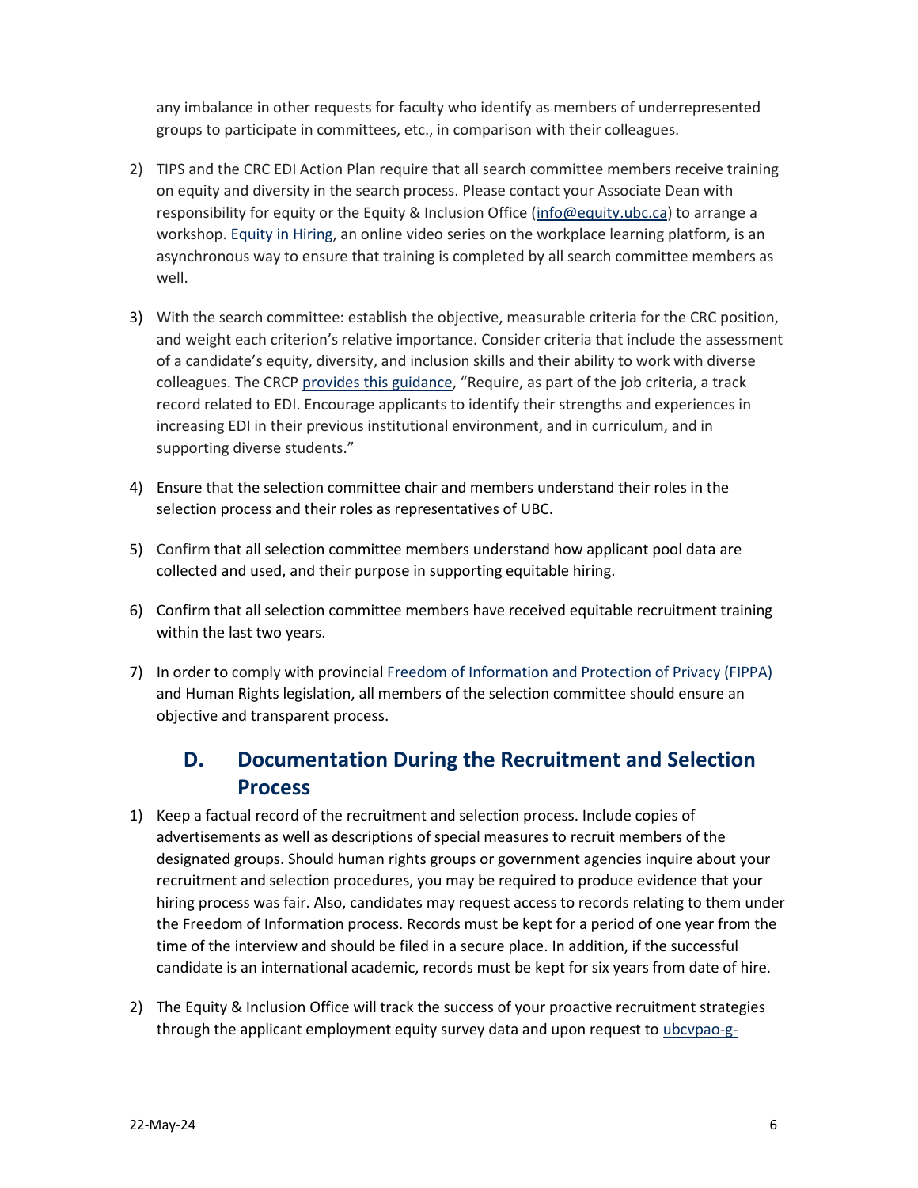any imbalance in other requests for faculty who identify as members of underrepresented groups to participate in committees, etc., in comparison with their colleagues.

2) TIPS and the CRC EDI Action Plan require that all search committee members receive training on equity and diversity in the search process. Please contact your Associate Dean with responsibility for equity or the Equity & Inclusion Office (info@equity.ubc.ca) to arrange a workshop. Equity in Hiring, an online video series on the workplace learning platform, is an asynchronous way to ensure that training is completed by all search committee members as well.

3) With the search committee: establish the objective, measurable criteria for the CRC position, and weight each criterion's relative importance. Consider criteria that include the assessment of a candidate's equity, diversity, and inclusion skills and their ability to work with diverse colleagues. The CRCP provides this guidance, "Require, as part of the job criteria, a track record related to EDI. Encourage applicants to identify their strengths and experiences in increasing EDI in their previous institutional environment, and in curriculum, and in supporting diverse students."

4) Ensure that the selection committee chair and members understand their roles in the selection process and their roles as representatives of UBC.

5) Confirm that all selection committee members understand how applicant pool data are collected and used, and their purpose in supporting equitable hiring.

6) Confirm that all selection committee members have received equitable recruitment training within the last two years.

7) In order to comply with provincial Freedom of Information and Protection of Privacy (FIPPA) and Human Rights legislation, all members of the selection committee should ensure an objective and transparent process.

## D. Documentation During the Recruitment and Selection Process

1) Keep a factual record of the recruitment and selection process. Include copies of advertisements as well as descriptions of special measures to recruit members of the designated groups. Should human rights groups or government agencies inquire about your recruitment and selection procedures, you may be required to produce evidence that your hiring process was fair. Also, candidates may request access to records relating to them under the Freedom of Information process. Records must be kept for a period of one year from the time of the interview and should be filed in a secure place. In addition, if the successful candidate is an international academic, records must be kept for six years from date of hire.

2) The Equity & Inclusion Office will track the success of your proactive recruitment strategies through the applicant employment equity survey data and upon request to ubcvpao-g-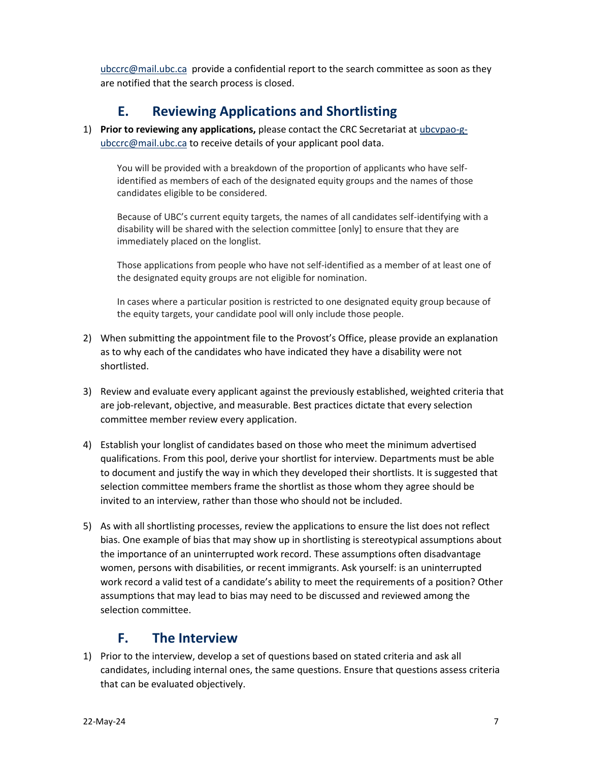ubccrc@mail.ubc.ca provide a confidential report to the search committee as soon as they are notified that the search process is closed.

## E. Reviewing Applications and Shortlisting

1) **Prior to reviewing any applications,** please contact the CRC Secretariat at ubcvpao-g-ubccrc@mail.ubc.ca to receive details of your applicant pool data.

   You will be provided with a breakdown of the proportion of applicants who have self-identified as members of each of the designated equity groups and the names of those candidates eligible to be considered.

   Because of UBC's current equity targets, the names of all candidates self-identifying with a disability will be shared with the selection committee [only] to ensure that they are immediately placed on the longlist.

   Those applications from people who have not self-identified as a member of at least one of the designated equity groups are not eligible for nomination.

   In cases where a particular position is restricted to one designated equity group because of the equity targets, your candidate pool will only include those people.

2) When submitting the appointment file to the Provost's Office, please provide an explanation as to why each of the candidates who have indicated they have a disability were not shortlisted.

3) Review and evaluate every applicant against the previously established, weighted criteria that are job-relevant, objective, and measurable. Best practices dictate that every selection committee member review every application.

4) Establish your longlist of candidates based on those who meet the minimum advertised qualifications. From this pool, derive your shortlist for interview. Departments must be able to document and justify the way in which they developed their shortlists. It is suggested that selection committee members frame the shortlist as those whom they agree should be invited to an interview, rather than those who should not be included.

5) As with all shortlisting processes, review the applications to ensure the list does not reflect bias. One example of bias that may show up in shortlisting is stereotypical assumptions about the importance of an uninterrupted work record. These assumptions often disadvantage women, persons with disabilities, or recent immigrants. Ask yourself: is an uninterrupted work record a valid test of a candidate's ability to meet the requirements of a position? Other assumptions that may lead to bias may need to be discussed and reviewed among the selection committee.

## F. The Interview

1) Prior to the interview, develop a set of questions based on stated criteria and ask all candidates, including internal ones, the same questions. Ensure that questions assess criteria that can be evaluated objectively.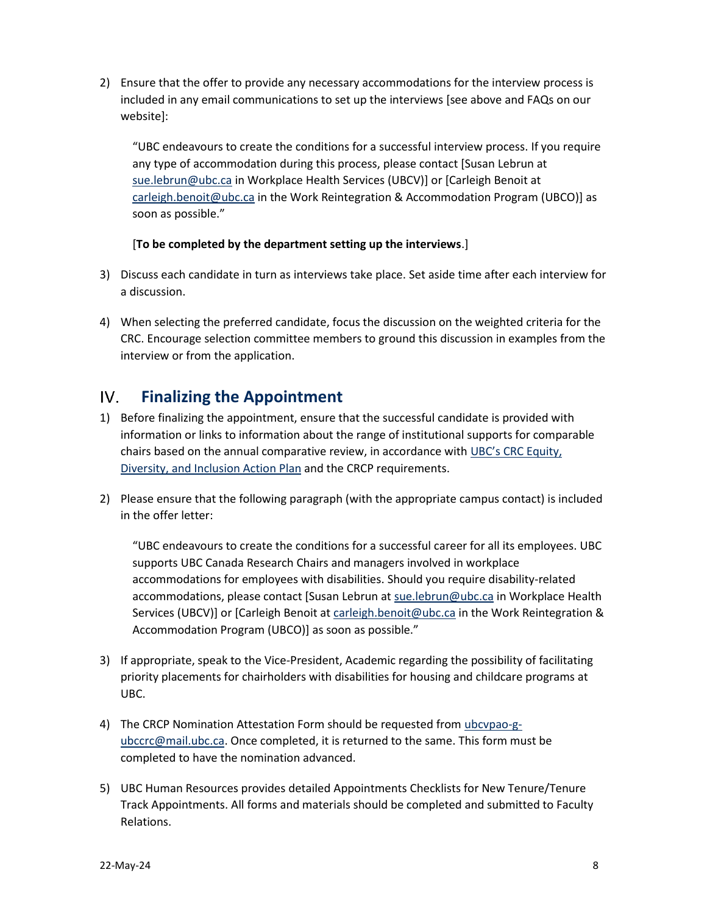2) Ensure that the offer to provide any necessary accommodations for the interview process is included in any email communications to set up the interviews [see above and FAQs on our website]:

   "UBC endeavours to create the conditions for a successful interview process. If you require any type of accommodation during this process, please contact [Susan Lebrun at sue.lebrun@ubc.ca in Workplace Health Services (UBCV)] or [Carleigh Benoit at carleigh.benoit@ubc.ca in the Work Reintegration & Accommodation Program (UBCO)] as soon as possible."

   [**To be completed by the department setting up the interviews**.]

3) Discuss each candidate in turn as interviews take place. Set aside time after each interview for a discussion.

4) When selecting the preferred candidate, focus the discussion on the weighted criteria for the CRC. Encourage selection committee members to ground this discussion in examples from the interview or from the application.

## IV. Finalizing the Appointment

1) Before finalizing the appointment, ensure that the successful candidate is provided with information or links to information about the range of institutional supports for comparable chairs based on the annual comparative review, in accordance with UBC's CRC Equity, Diversity, and Inclusion Action Plan and the CRCP requirements.

2) Please ensure that the following paragraph (with the appropriate campus contact) is included in the offer letter:

   "UBC endeavours to create the conditions for a successful career for all its employees. UBC supports UBC Canada Research Chairs and managers involved in workplace accommodations for employees with disabilities. Should you require disability-related accommodations, please contact [Susan Lebrun at sue.lebrun@ubc.ca in Workplace Health Services (UBCV)] or [Carleigh Benoit at carleigh.benoit@ubc.ca in the Work Reintegration & Accommodation Program (UBCO)] as soon as possible."

3) If appropriate, speak to the Vice-President, Academic regarding the possibility of facilitating priority placements for chairholders with disabilities for housing and childcare programs at UBC.

4) The CRCP Nomination Attestation Form should be requested from ubcvpao-g-ubccrc@mail.ubc.ca. Once completed, it is returned to the same. This form must be completed to have the nomination advanced.

5) UBC Human Resources provides detailed Appointments Checklists for New Tenure/Tenure Track Appointments. All forms and materials should be completed and submitted to Faculty Relations.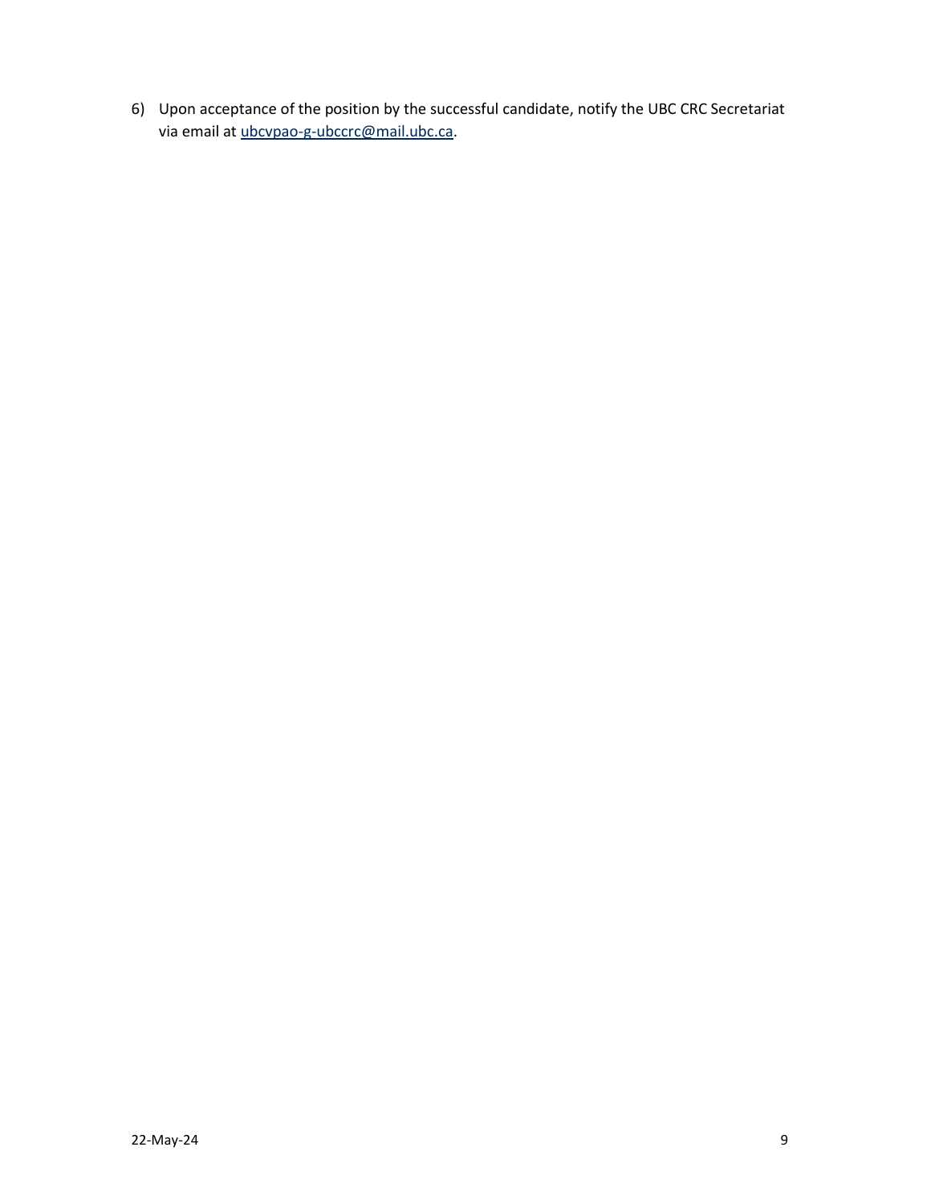6) Upon acceptance of the position by the successful candidate, notify the UBC CRC Secretariat via email at [ubcvpao-g-ubccrc@mail.ubc.ca](mailto:ubcvpao-g-ubccrc@mail.ubc.ca).